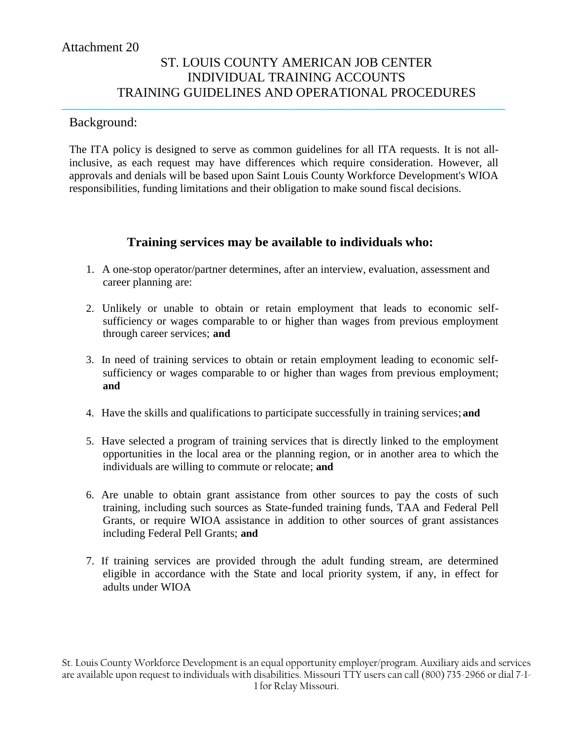Attachment 20

# ST. LOUIS COUNTY AMERICAN JOB CENTER
# INDIVIDUAL TRAINING ACCOUNTS
# TRAINING GUIDELINES AND OPERATIONAL PROCEDURES

## Background:

The ITA policy is designed to serve as common guidelines for all ITA requests. It is not all-inclusive, as each request may have differences which require consideration. However, all approvals and denials will be based upon Saint Louis County Workforce Development's WIOA responsibilities, funding limitations and their obligation to make sound fiscal decisions.

## Training services may be available to individuals who:

1. A one-stop operator/partner determines, after an interview, evaluation, assessment and career planning are:
2. Unlikely or unable to obtain or retain employment that leads to economic self-sufficiency or wages comparable to or higher than wages from previous employment through career services; **and**
3. In need of training services to obtain or retain employment leading to economic self-sufficiency or wages comparable to or higher than wages from previous employment; **and**
4. Have the skills and qualifications to participate successfully in training services; **and**
5. Have selected a program of training services that is directly linked to the employment opportunities in the local area or the planning region, or in another area to which the individuals are willing to commute or relocate; **and**
6. Are unable to obtain grant assistance from other sources to pay the costs of such training, including such sources as State-funded training funds, TAA and Federal Pell Grants, or require WIOA assistance in addition to other sources of grant assistances including Federal Pell Grants; **and**
7. If training services are provided through the adult funding stream, are determined eligible in accordance with the State and local priority system, if any, in effect for adults under WIOA

St. Louis County Workforce Development is an equal opportunity employer/program. Auxiliary aids and services are available upon request to individuals with disabilities. Missouri TTY users can call (800) 735-2966 or dial 7-1-1 for Relay Missouri.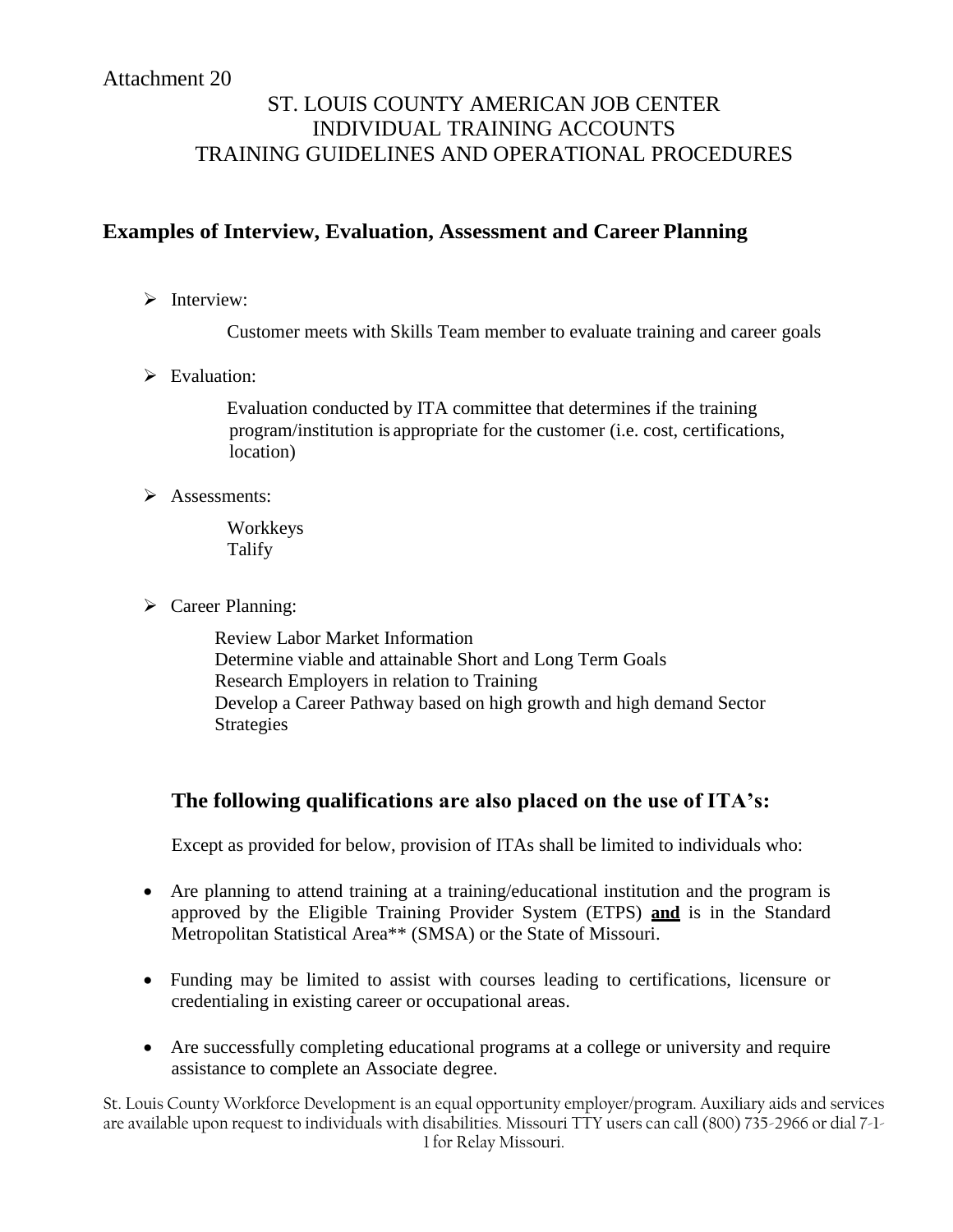Attachment 20

ST. LOUIS COUNTY AMERICAN JOB CENTER
INDIVIDUAL TRAINING ACCOUNTS
TRAINING GUIDELINES AND OPERATIONAL PROCEDURES

## Examples of Interview, Evaluation, Assessment and Career Planning

- Interview:

  Customer meets with Skills Team member to evaluate training and career goals

- Evaluation:

  Evaluation conducted by ITA committee that determines if the training program/institution is appropriate for the customer (i.e. cost, certifications, location)

- Assessments:

  Workkeys
  Talify

- Career Planning:

  Review Labor Market Information
  Determine viable and attainable Short and Long Term Goals
  Research Employers in relation to Training
  Develop a Career Pathway based on high growth and high demand Sector Strategies

### The following qualifications are also placed on the use of ITA's:

Except as provided for below, provision of ITAs shall be limited to individuals who:

- Are planning to attend training at a training/educational institution and the program is approved by the Eligible Training Provider System (ETPS) **and** is in the Standard Metropolitan Statistical Area** (SMSA) or the State of Missouri.
- Funding may be limited to assist with courses leading to certifications, licensure or credentialing in existing career or occupational areas.
- Are successfully completing educational programs at a college or university and require assistance to complete an Associate degree.

St. Louis County Workforce Development is an equal opportunity employer/program. Auxiliary aids and services are available upon request to individuals with disabilities. Missouri TTY users can call (800) 735-2966 or dial 7-1-1 for Relay Missouri.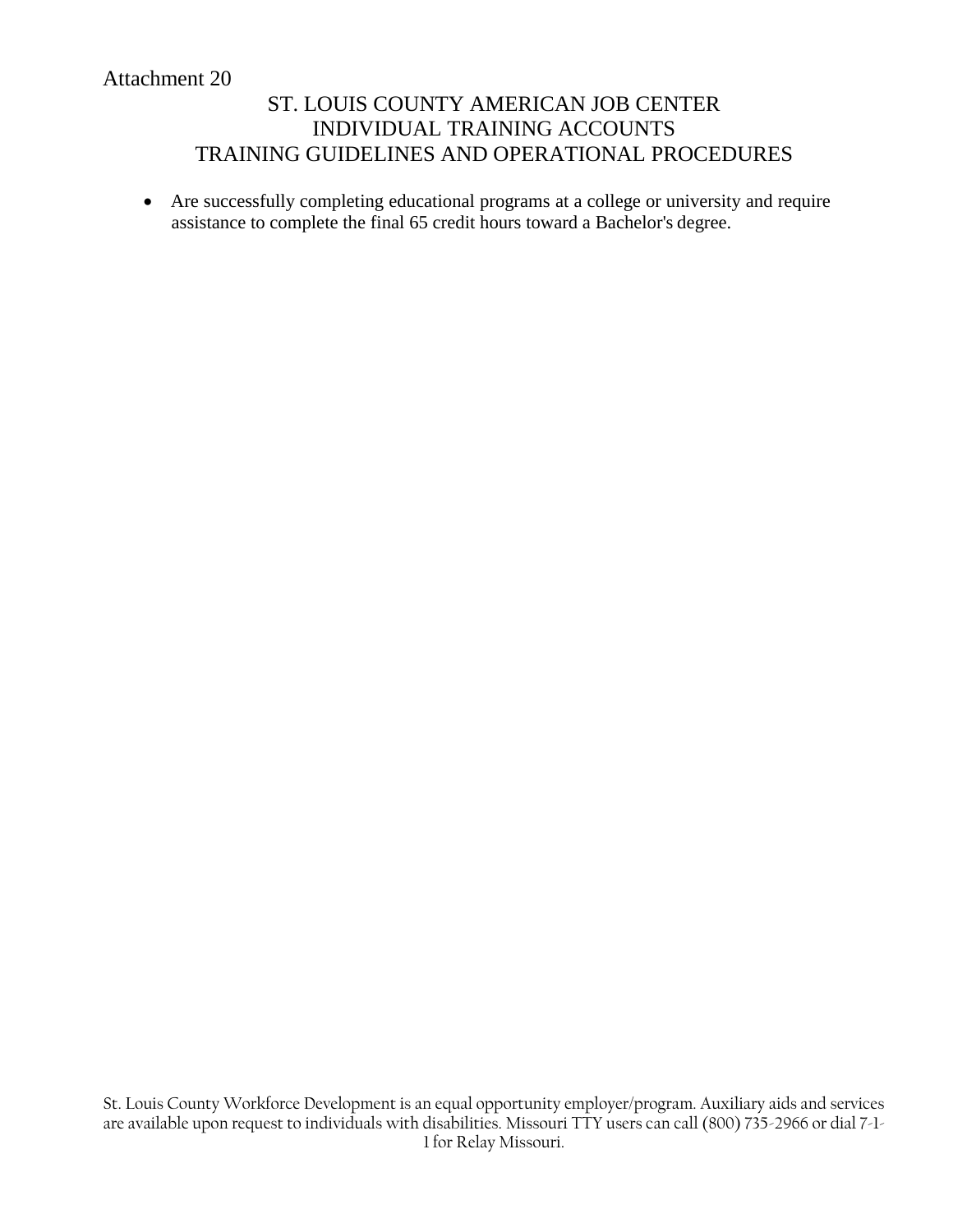- Are successfully completing educational programs at a college or university and require assistance to complete the final 65 credit hours toward a Bachelor's degree.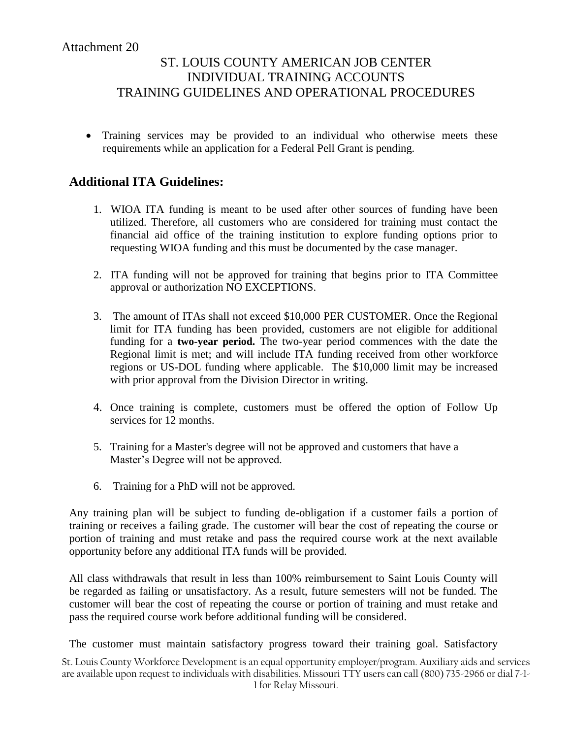Attachment 20

# ST. LOUIS COUNTY AMERICAN JOB CENTER
# INDIVIDUAL TRAINING ACCOUNTS
# TRAINING GUIDELINES AND OPERATIONAL PROCEDURES

- Training services may be provided to an individual who otherwise meets these requirements while an application for a Federal Pell Grant is pending.

## Additional ITA Guidelines:

1. WIOA ITA funding is meant to be used after other sources of funding have been utilized. Therefore, all customers who are considered for training must contact the financial aid office of the training institution to explore funding options prior to requesting WIOA funding and this must be documented by the case manager.

2. ITA funding will not be approved for training that begins prior to ITA Committee approval or authorization NO EXCEPTIONS.

3. The amount of ITAs shall not exceed $10,000 PER CUSTOMER. Once the Regional limit for ITA funding has been provided, customers are not eligible for additional funding for a **two-year period.** The two-year period commences with the date the Regional limit is met; and will include ITA funding received from other workforce regions or US-DOL funding where applicable. The $10,000 limit may be increased with prior approval from the Division Director in writing.

4. Once training is complete, customers must be offered the option of Follow Up services for 12 months.

5. Training for a Master's degree will not be approved and customers that have a Master's Degree will not be approved.

6. Training for a PhD will not be approved.

Any training plan will be subject to funding de-obligation if a customer fails a portion of training or receives a failing grade. The customer will bear the cost of repeating the course or portion of training and must retake and pass the required course work at the next available opportunity before any additional ITA funds will be provided.

All class withdrawals that result in less than 100% reimbursement to Saint Louis County will be regarded as failing or unsatisfactory. As a result, future semesters will not be funded. The customer will bear the cost of repeating the course or portion of training and must retake and pass the required course work before additional funding will be considered.

The customer must maintain satisfactory progress toward their training goal. Satisfactory

St. Louis County Workforce Development is an equal opportunity employer/program. Auxiliary aids and services are available upon request to individuals with disabilities. Missouri TTY users can call (800) 735-2966 or dial 7-1-1 for Relay Missouri.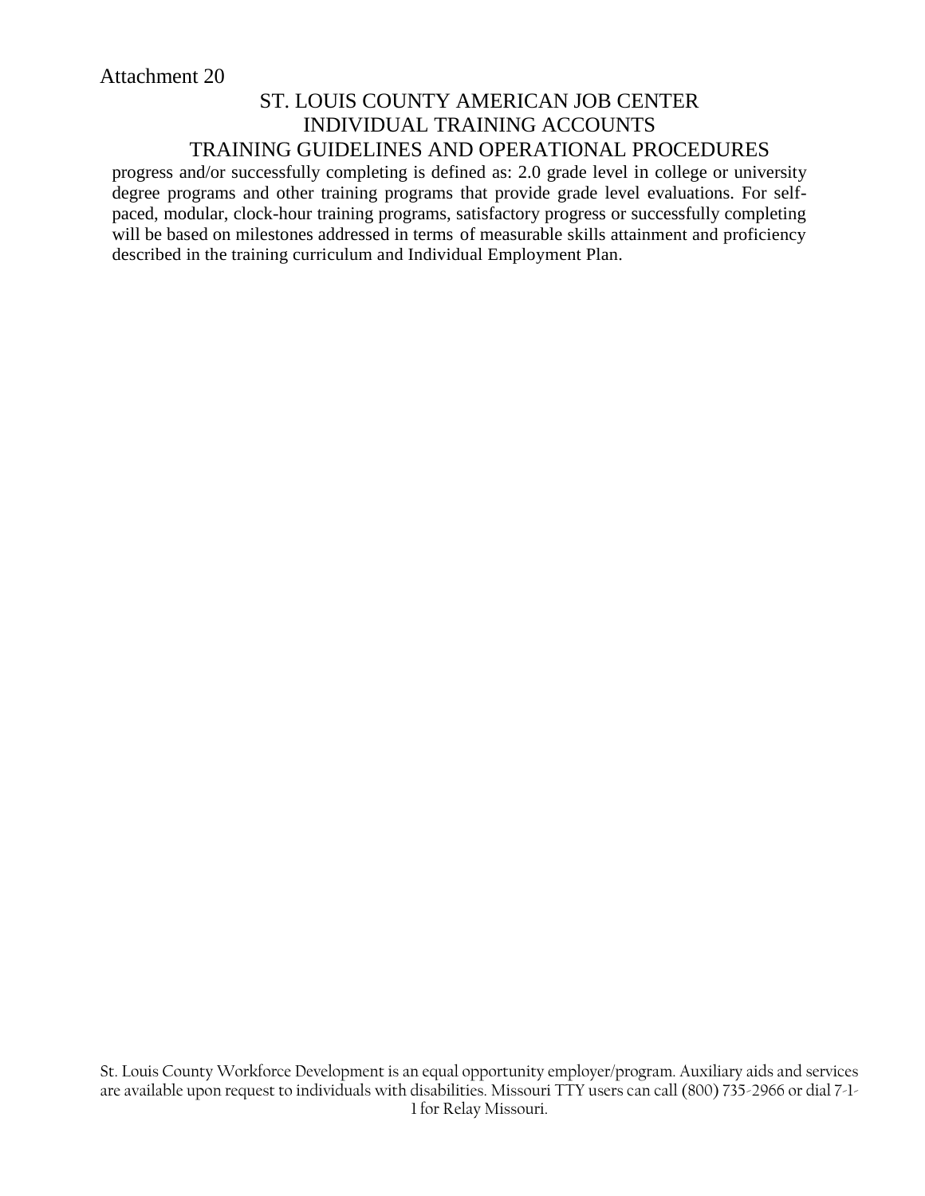progress and/or successfully completing is defined as: 2.0 grade level in college or university degree programs and other training programs that provide grade level evaluations. For self-paced, modular, clock-hour training programs, satisfactory progress or successfully completing will be based on milestones addressed in terms of measurable skills attainment and proficiency described in the training curriculum and Individual Employment Plan.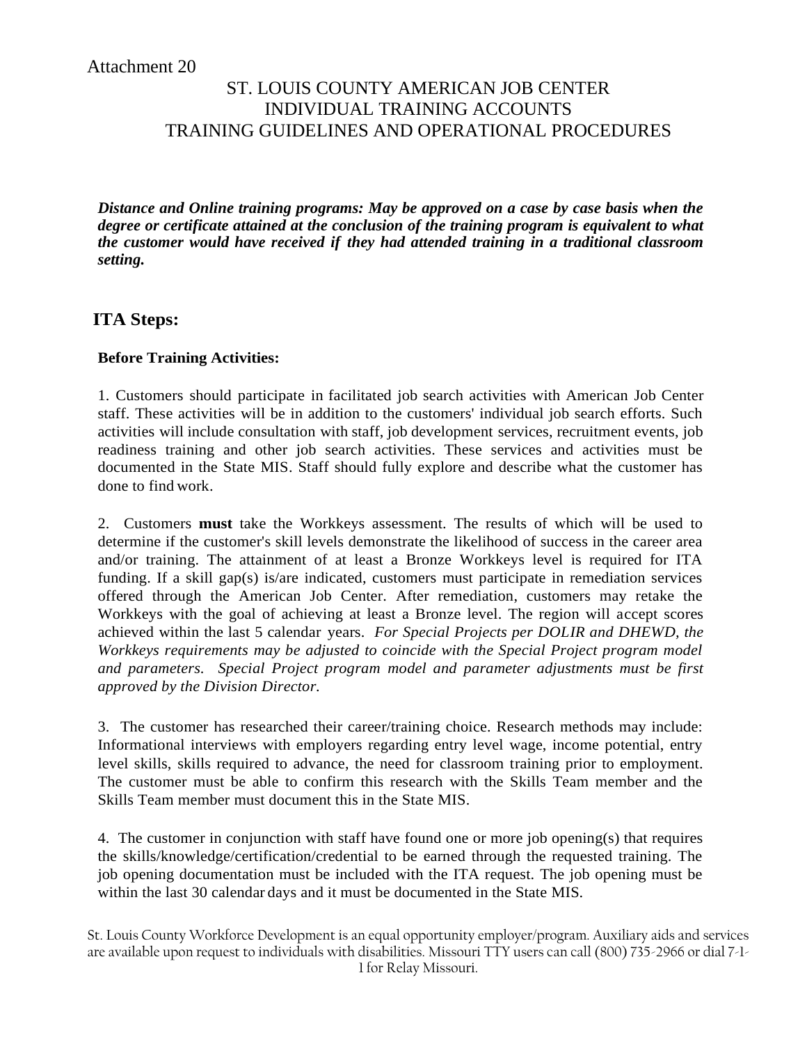Attachment 20

# ST. LOUIS COUNTY AMERICAN JOB CENTER
# INDIVIDUAL TRAINING ACCOUNTS
# TRAINING GUIDELINES AND OPERATIONAL PROCEDURES

***Distance and Online training programs: May be approved on a case by case basis when the degree or certificate attained at the conclusion of the training program is equivalent to what the customer would have received if they had attended training in a traditional classroom setting.***

## ITA Steps:

**Before Training Activities:**

1. Customers should participate in facilitated job search activities with American Job Center staff. These activities will be in addition to the customers' individual job search efforts. Such activities will include consultation with staff, job development services, recruitment events, job readiness training and other job search activities. These services and activities must be documented in the State MIS. Staff should fully explore and describe what the customer has done to find work.

2. Customers **must** take the Workkeys assessment. The results of which will be used to determine if the customer's skill levels demonstrate the likelihood of success in the career area and/or training. The attainment of at least a Bronze Workkeys level is required for ITA funding. If a skill gap(s) is/are indicated, customers must participate in remediation services offered through the American Job Center. After remediation, customers may retake the Workkeys with the goal of achieving at least a Bronze level. The region will accept scores achieved within the last 5 calendar years. *For Special Projects per DOLIR and DHEWD, the Workkeys requirements may be adjusted to coincide with the Special Project program model and parameters. Special Project program model and parameter adjustments must be first approved by the Division Director.*

3. The customer has researched their career/training choice. Research methods may include: Informational interviews with employers regarding entry level wage, income potential, entry level skills, skills required to advance, the need for classroom training prior to employment. The customer must be able to confirm this research with the Skills Team member and the Skills Team member must document this in the State MIS.

4. The customer in conjunction with staff have found one or more job opening(s) that requires the skills/knowledge/certification/credential to be earned through the requested training. The job opening documentation must be included with the ITA request. The job opening must be within the last 30 calendar days and it must be documented in the State MIS.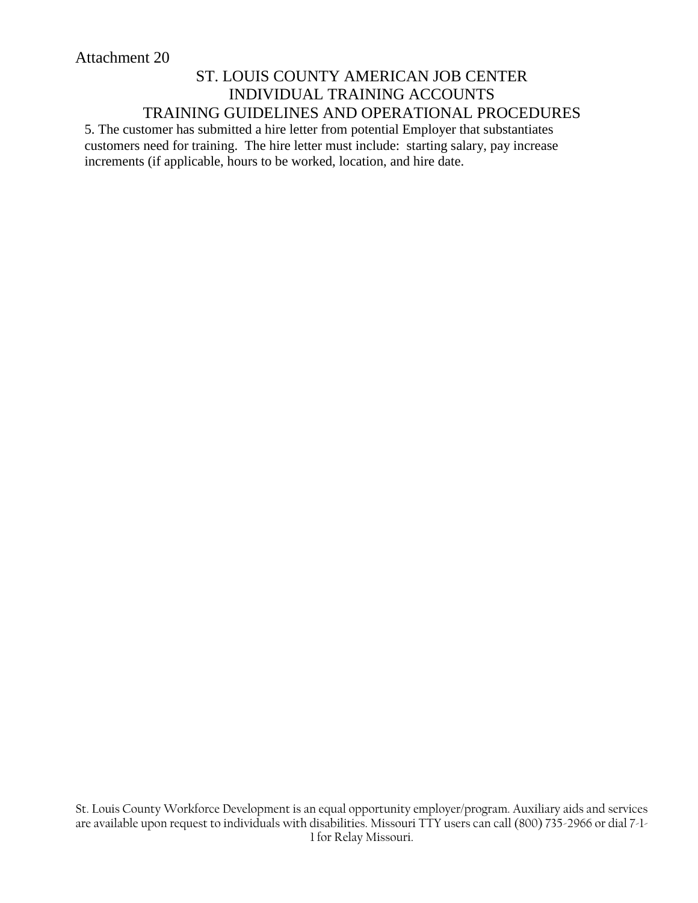Attachment 20

# ST. LOUIS COUNTY AMERICAN JOB CENTER
## INDIVIDUAL TRAINING ACCOUNTS
## TRAINING GUIDELINES AND OPERATIONAL PROCEDURES

5. The customer has submitted a hire letter from potential Employer that substantiates customers need for training.  The hire letter must include:  starting salary, pay increase increments (if applicable, hours to be worked, location, and hire date.

St. Louis County Workforce Development is an equal opportunity employer/program. Auxiliary aids and services are available upon request to individuals with disabilities. Missouri TTY users can call (800) 735-2966 or dial 7-1-1 for Relay Missouri.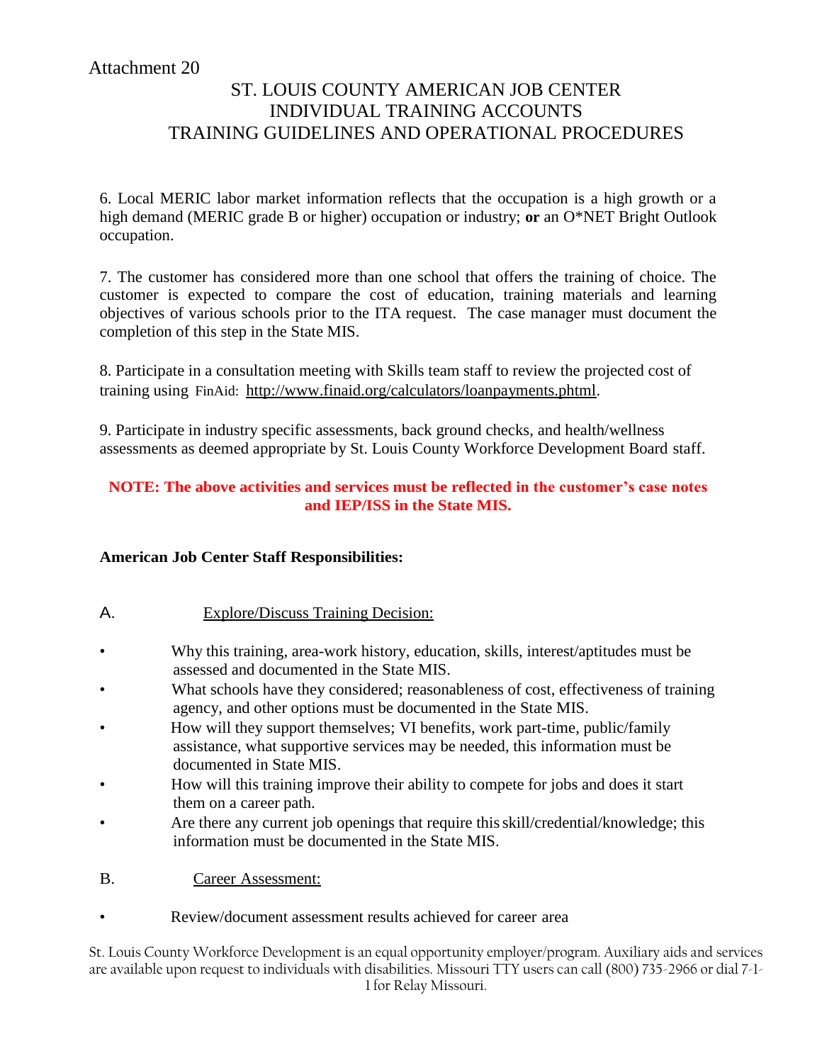Attachment 20

# ST. LOUIS COUNTY AMERICAN JOB CENTER
# INDIVIDUAL TRAINING ACCOUNTS
# TRAINING GUIDELINES AND OPERATIONAL PROCEDURES

6. Local MERIC labor market information reflects that the occupation is a high growth or a high demand (MERIC grade B or higher) occupation or industry; **or** an O*NET Bright Outlook occupation.

7. The customer has considered more than one school that offers the training of choice. The customer is expected to compare the cost of education, training materials and learning objectives of various schools prior to the ITA request. The case manager must document the completion of this step in the State MIS.

8. Participate in a consultation meeting with Skills team staff to review the projected cost of training using FinAid: http://www.finaid.org/calculators/loanpayments.phtml.

9. Participate in industry specific assessments, back ground checks, and health/wellness assessments as deemed appropriate by St. Louis County Workforce Development Board staff.

**NOTE: The above activities and services must be reflected in the customer's case notes and IEP/ISS in the State MIS.**

**American Job Center Staff Responsibilities:**

A. Explore/Discuss Training Decision:

- Why this training, area-work history, education, skills, interest/aptitudes must be assessed and documented in the State MIS.
- What schools have they considered; reasonableness of cost, effectiveness of training agency, and other options must be documented in the State MIS.
- How will they support themselves; VI benefits, work part-time, public/family assistance, what supportive services may be needed, this information must be documented in State MIS.
- How will this training improve their ability to compete for jobs and does it start them on a career path.
- Are there any current job openings that require this skill/credential/knowledge; this information must be documented in the State MIS.

B. Career Assessment:

- Review/document assessment results achieved for career area

St. Louis County Workforce Development is an equal opportunity employer/program. Auxiliary aids and services are available upon request to individuals with disabilities. Missouri TTY users can call (800) 735-2966 or dial 7-1-1 for Relay Missouri.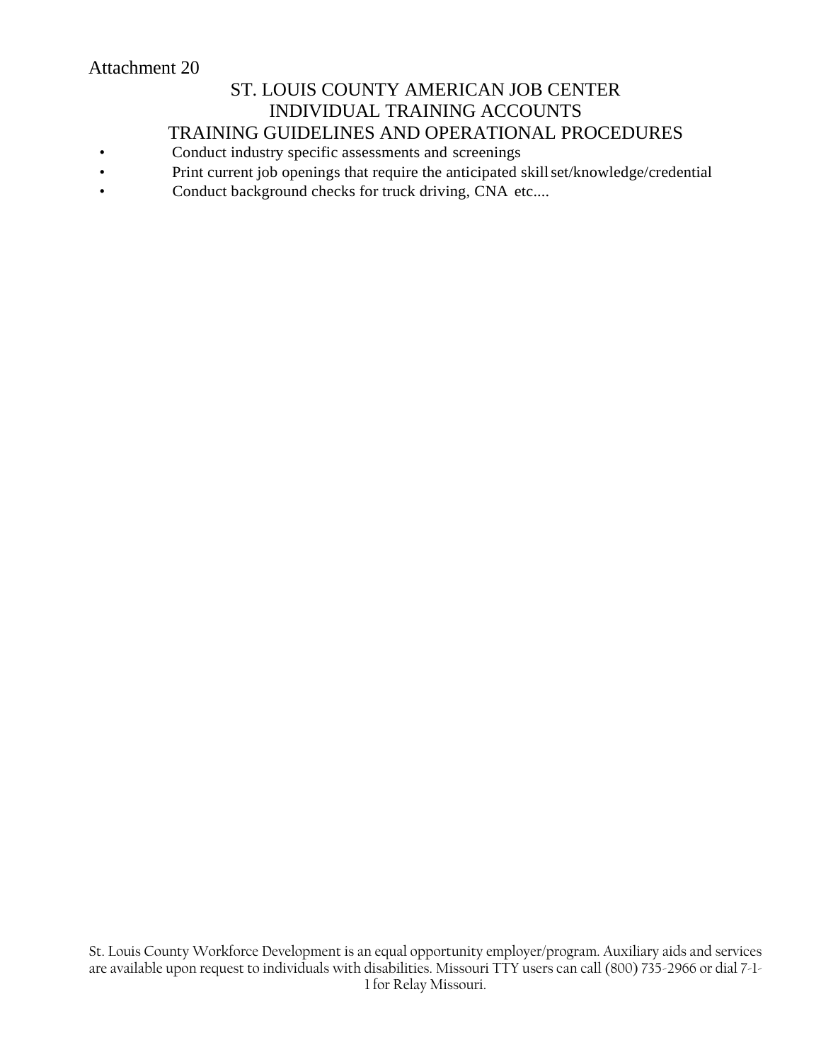Attachment 20

# ST. LOUIS COUNTY AMERICAN JOB CENTER
## INDIVIDUAL TRAINING ACCOUNTS
## TRAINING GUIDELINES AND OPERATIONAL PROCEDURES

- Conduct industry specific assessments and screenings
- Print current job openings that require the anticipated skill set/knowledge/credential
- Conduct background checks for truck driving, CNA etc....

St. Louis County Workforce Development is an equal opportunity employer/program. Auxiliary aids and services are available upon request to individuals with disabilities. Missouri TTY users can call (800) 735-2966 or dial 7-1-1 for Relay Missouri.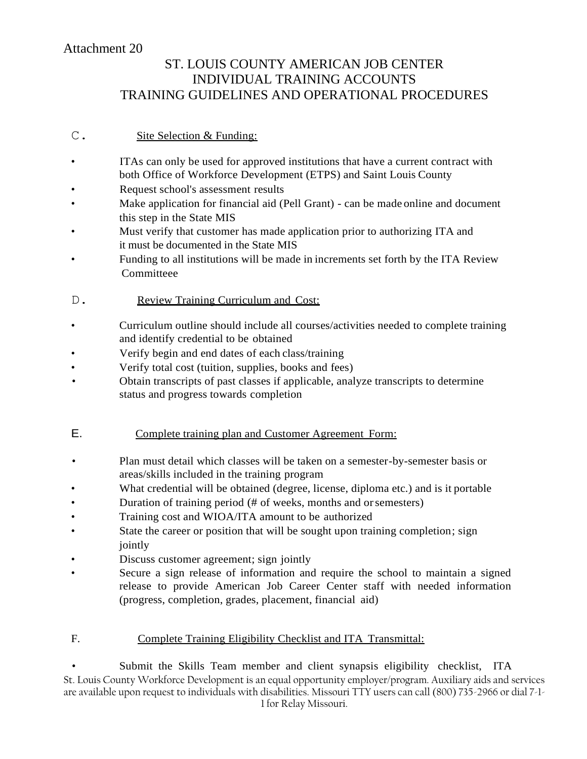Attachment 20

# ST. LOUIS COUNTY AMERICAN JOB CENTER INDIVIDUAL TRAINING ACCOUNTS TRAINING GUIDELINES AND OPERATIONAL PROCEDURES

C. Site Selection & Funding:

- ITAs can only be used for approved institutions that have a current contract with both Office of Workforce Development (ETPS) and Saint Louis County
- Request school's assessment results
- Make application for financial aid (Pell Grant) - can be made online and document this step in the State MIS
- Must verify that customer has made application prior to authorizing ITA and it must be documented in the State MIS
- Funding to all institutions will be made in increments set forth by the ITA Review Committeee

D. Review Training Curriculum and Cost:

- Curriculum outline should include all courses/activities needed to complete training and identify credential to be obtained
- Verify begin and end dates of each class/training
- Verify total cost (tuition, supplies, books and fees)
- Obtain transcripts of past classes if applicable, analyze transcripts to determine status and progress towards completion

E. Complete training plan and Customer Agreement Form:

- Plan must detail which classes will be taken on a semester-by-semester basis or areas/skills included in the training program
- What credential will be obtained (degree, license, diploma etc.) and is it portable
- Duration of training period (# of weeks, months and or semesters)
- Training cost and WIOA/ITA amount to be authorized
- State the career or position that will be sought upon training completion; sign jointly
- Discuss customer agreement; sign jointly
- Secure a sign release of information and require the school to maintain a signed release to provide American Job Career Center staff with needed information (progress, completion, grades, placement, financial aid)

F. Complete Training Eligibility Checklist and ITA Transmittal:

- Submit the Skills Team member and client synapsis eligibility checklist, ITA

St. Louis County Workforce Development is an equal opportunity employer/program. Auxiliary aids and services are available upon request to individuals with disabilities. Missouri TTY users can call (800) 735-2966 or dial 7-1-1 for Relay Missouri.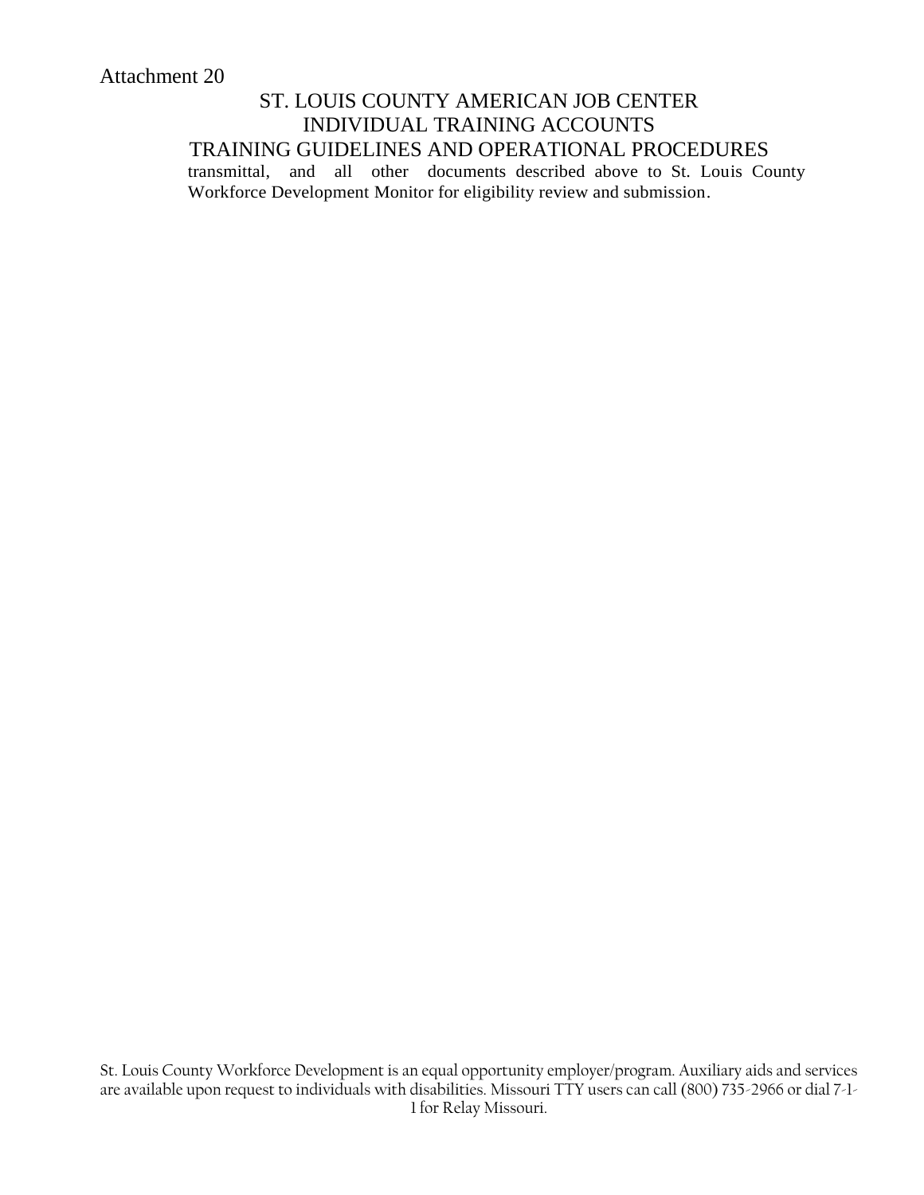transmittal, and all other documents described above to St. Louis County Workforce Development Monitor for eligibility review and submission.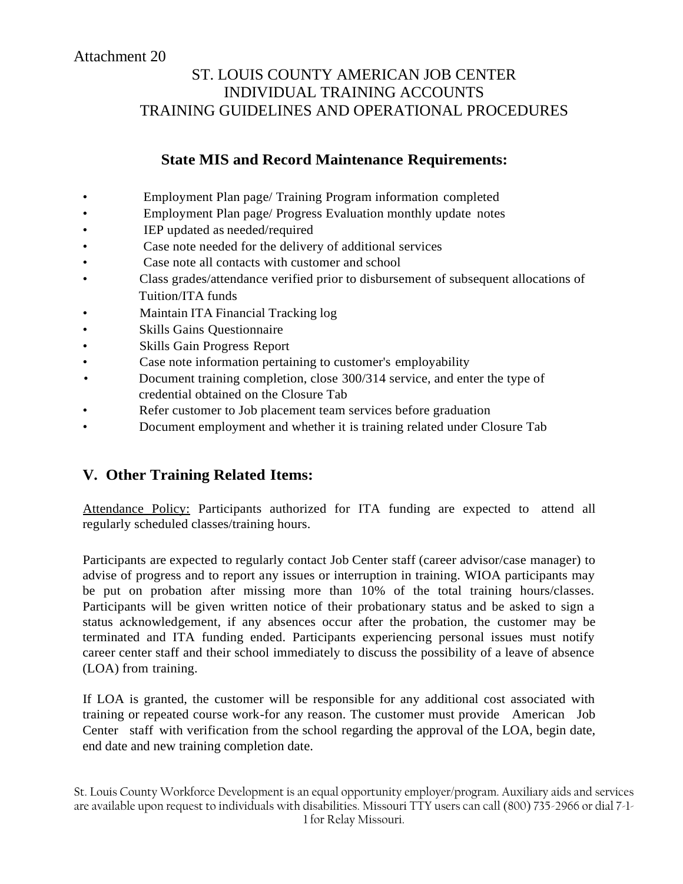Attachment 20

# ST. LOUIS COUNTY AMERICAN JOB CENTER
# INDIVIDUAL TRAINING ACCOUNTS
# TRAINING GUIDELINES AND OPERATIONAL PROCEDURES

## State MIS and Record Maintenance Requirements:

- Employment Plan page/ Training Program information completed
- Employment Plan page/ Progress Evaluation monthly update notes
- IEP updated as needed/required
- Case note needed for the delivery of additional services
- Case note all contacts with customer and school
- Class grades/attendance verified prior to disbursement of subsequent allocations of Tuition/ITA funds
- Maintain ITA Financial Tracking log
- Skills Gains Questionnaire
- Skills Gain Progress Report
- Case note information pertaining to customer's employability
- Document training completion, close 300/314 service, and enter the type of credential obtained on the Closure Tab
- Refer customer to Job placement team services before graduation
- Document employment and whether it is training related under Closure Tab

## V. Other Training Related Items:

Attendance Policy: Participants authorized for ITA funding are expected to attend all regularly scheduled classes/training hours.

Participants are expected to regularly contact Job Center staff (career advisor/case manager) to advise of progress and to report any issues or interruption in training. WIOA participants may be put on probation after missing more than 10% of the total training hours/classes. Participants will be given written notice of their probationary status and be asked to sign a status acknowledgement, if any absences occur after the probation, the customer may be terminated and ITA funding ended. Participants experiencing personal issues must notify career center staff and their school immediately to discuss the possibility of a leave of absence (LOA) from training.

If LOA is granted, the customer will be responsible for any additional cost associated with training or repeated course work-for any reason. The customer must provide American Job Center staff with verification from the school regarding the approval of the LOA, begin date, end date and new training completion date.

St. Louis County Workforce Development is an equal opportunity employer/program. Auxiliary aids and services are available upon request to individuals with disabilities. Missouri TTY users can call (800) 735-2966 or dial 7-1-1 for Relay Missouri.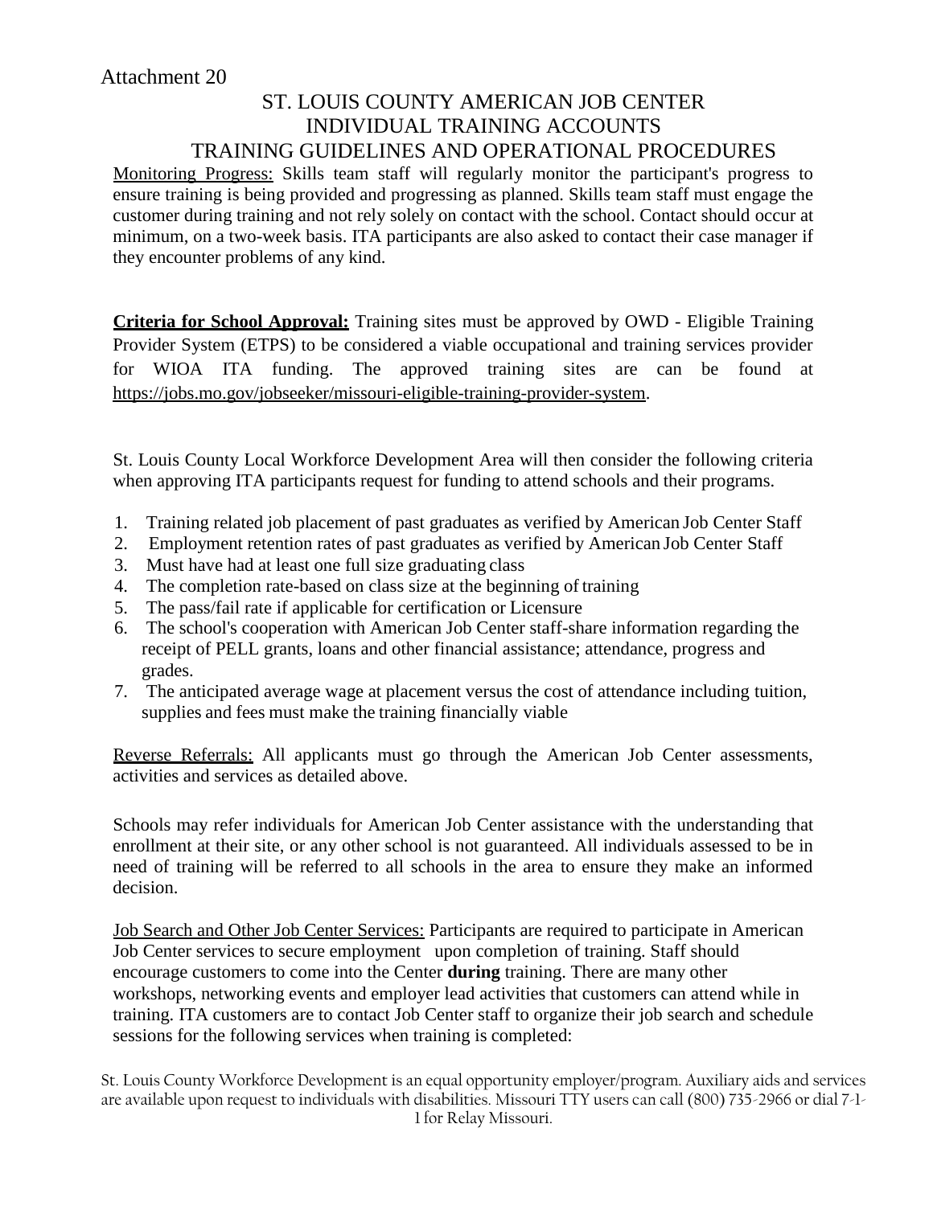Attachment 20

# ST. LOUIS COUNTY AMERICAN JOB CENTER
## INDIVIDUAL TRAINING ACCOUNTS
## TRAINING GUIDELINES AND OPERATIONAL PROCEDURES

Monitoring Progress: Skills team staff will regularly monitor the participant's progress to ensure training is being provided and progressing as planned. Skills team staff must engage the customer during training and not rely solely on contact with the school. Contact should occur at minimum, on a two-week basis. ITA participants are also asked to contact their case manager if they encounter problems of any kind.

**Criteria for School Approval:** Training sites must be approved by OWD - Eligible Training Provider System (ETPS) to be considered a viable occupational and training services provider for WIOA ITA funding. The approved training sites are can be found at https://jobs.mo.gov/jobseeker/missouri-eligible-training-provider-system.

St. Louis County Local Workforce Development Area will then consider the following criteria when approving ITA participants request for funding to attend schools and their programs.

1. Training related job placement of past graduates as verified by American Job Center Staff
2. Employment retention rates of past graduates as verified by American Job Center Staff
3. Must have had at least one full size graduating class
4. The completion rate-based on class size at the beginning of training
5. The pass/fail rate if applicable for certification or Licensure
6. The school's cooperation with American Job Center staff-share information regarding the receipt of PELL grants, loans and other financial assistance; attendance, progress and grades.
7. The anticipated average wage at placement versus the cost of attendance including tuition, supplies and fees must make the training financially viable

Reverse Referrals: All applicants must go through the American Job Center assessments, activities and services as detailed above.

Schools may refer individuals for American Job Center assistance with the understanding that enrollment at their site, or any other school is not guaranteed. All individuals assessed to be in need of training will be referred to all schools in the area to ensure they make an informed decision.

Job Search and Other Job Center Services: Participants are required to participate in American Job Center services to secure employment upon completion of training. Staff should encourage customers to come into the Center **during** training. There are many other workshops, networking events and employer lead activities that customers can attend while in training. ITA customers are to contact Job Center staff to organize their job search and schedule sessions for the following services when training is completed:

St. Louis County Workforce Development is an equal opportunity employer/program. Auxiliary aids and services are available upon request to individuals with disabilities. Missouri TTY users can call (800) 735-2966 or dial 7-1-1 for Relay Missouri.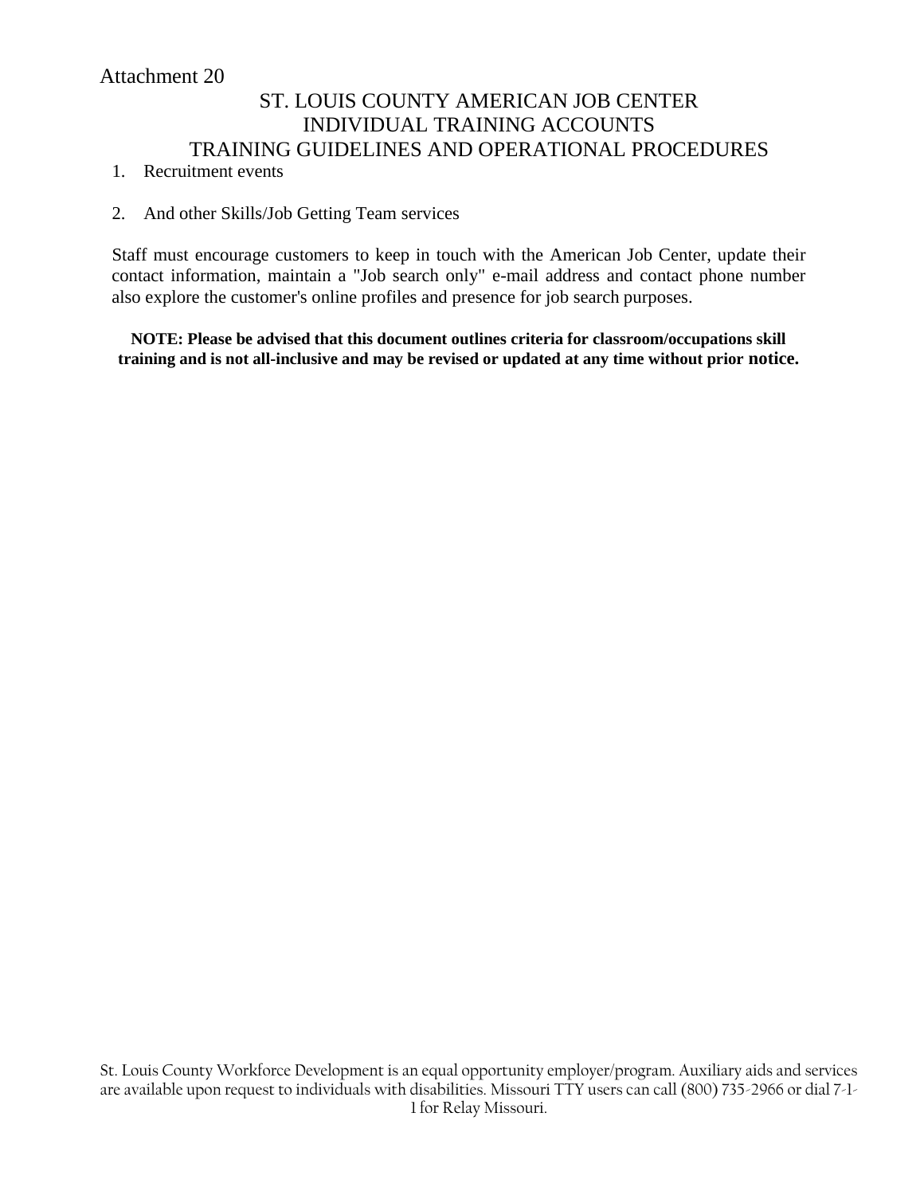Attachment 20

# ST. LOUIS COUNTY AMERICAN JOB CENTER
# INDIVIDUAL TRAINING ACCOUNTS
# TRAINING GUIDELINES AND OPERATIONAL PROCEDURES

1. Recruitment events

2. And other Skills/Job Getting Team services

Staff must encourage customers to keep in touch with the American Job Center, update their contact information, maintain a "Job search only" e-mail address and contact phone number also explore the customer's online profiles and presence for job search purposes.

**NOTE: Please be advised that this document outlines criteria for classroom/occupations skill training and is not all-inclusive and may be revised or updated at any time without prior notice.**

St. Louis County Workforce Development is an equal opportunity employer/program. Auxiliary aids and services are available upon request to individuals with disabilities. Missouri TTY users can call (800) 735-2966 or dial 7-1-1 for Relay Missouri.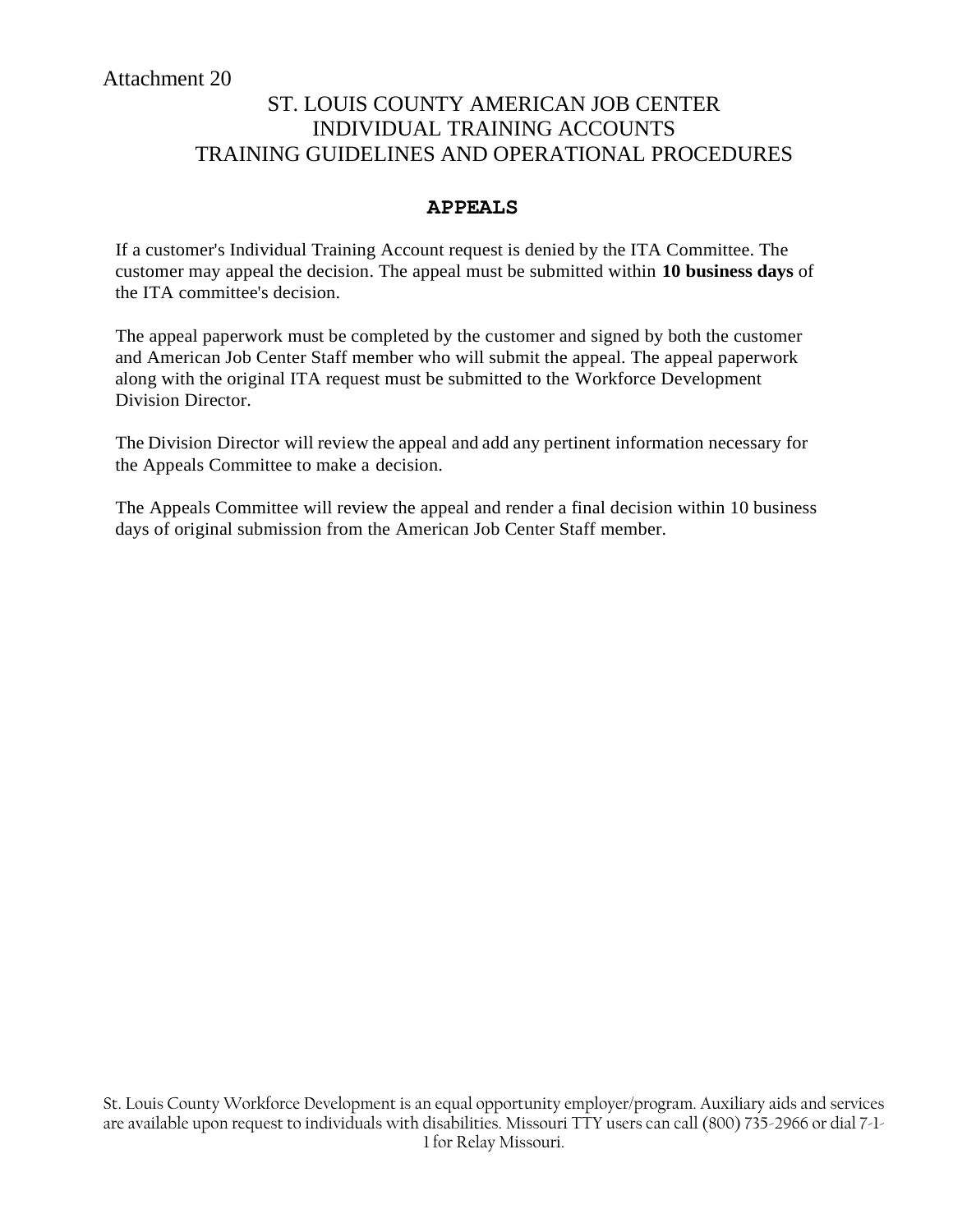Attachment 20

# ST. LOUIS COUNTY AMERICAN JOB CENTER
# INDIVIDUAL TRAINING ACCOUNTS
# TRAINING GUIDELINES AND OPERATIONAL PROCEDURES

## APPEALS

If a customer's Individual Training Account request is denied by the ITA Committee. The customer may appeal the decision. The appeal must be submitted within **10 business days** of the ITA committee's decision.

The appeal paperwork must be completed by the customer and signed by both the customer and American Job Center Staff member who will submit the appeal. The appeal paperwork along with the original ITA request must be submitted to the Workforce Development Division Director.

The Division Director will review the appeal and add any pertinent information necessary for the Appeals Committee to make a decision.

The Appeals Committee will review the appeal and render a final decision within 10 business days of original submission from the American Job Center Staff member.

St. Louis County Workforce Development is an equal opportunity employer/program. Auxiliary aids and services are available upon request to individuals with disabilities. Missouri TTY users can call (800) 735-2966 or dial 7-1-1 for Relay Missouri.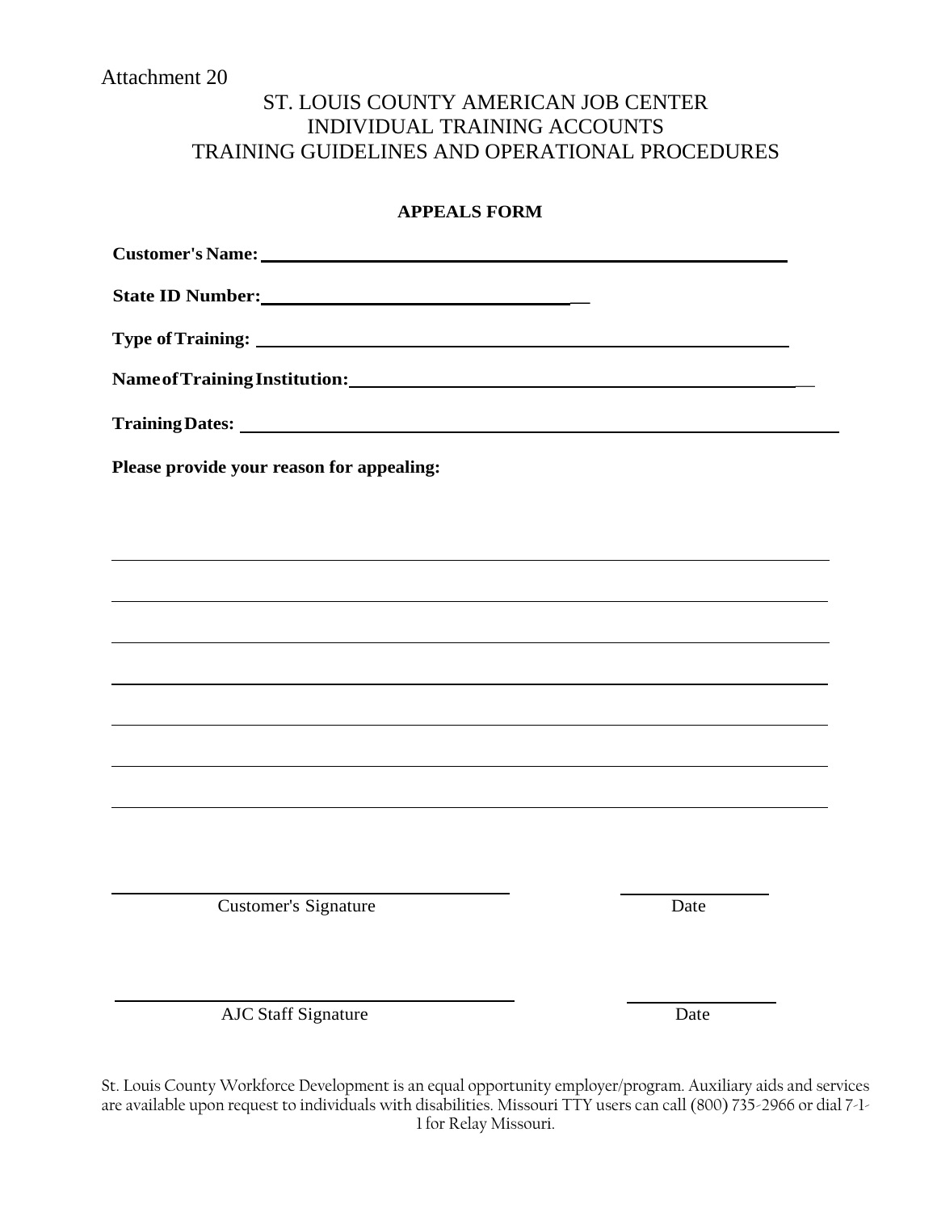Attachment 20

# ST. LOUIS COUNTY AMERICAN JOB CENTER
# INDIVIDUAL TRAINING ACCOUNTS
# TRAINING GUIDELINES AND OPERATIONAL PROCEDURES

## APPEALS FORM

**Customer's Name:** ____________________________________________

**State ID Number:** ______________________________

**Type of Training:** ____________________________________________

**Name of Training Institution:** ____________________________________

**Training Dates:** ______________________________________________

**Please provide your reason for appealing:**

________________________________________________________________

________________________________________________________________

________________________________________________________________

________________________________________________________________

________________________________________________________________

________________________________________________________________

________________________________________________________________

______________________________ ______________
Customer's Signature Date

______________________________ ______________
AJC Staff Signature Date

St. Louis County Workforce Development is an equal opportunity employer/program. Auxiliary aids and services are available upon request to individuals with disabilities. Missouri TTY users can call (800) 735-2966 or dial 7-1-1 for Relay Missouri.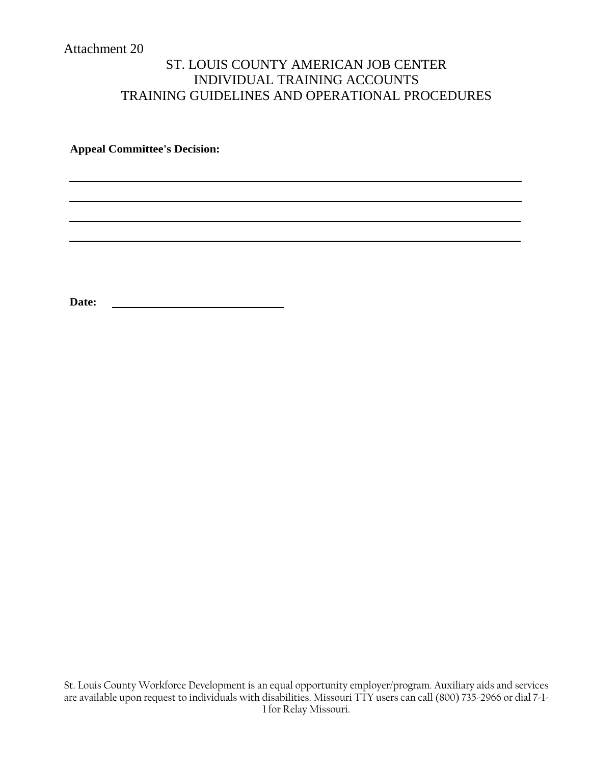Attachment 20

ST. LOUIS COUNTY AMERICAN JOB CENTER
INDIVIDUAL TRAINING ACCOUNTS
TRAINING GUIDELINES AND OPERATIONAL PROCEDURES

**Appeal Committee's Decision:**

______________________________________________________________________

______________________________________________________________________

______________________________________________________________________

______________________________________________________________________

**Date:** ______________________________

St. Louis County Workforce Development is an equal opportunity employer/program. Auxiliary aids and services are available upon request to individuals with disabilities. Missouri TTY users can call (800) 735-2966 or dial 7-1-1 for Relay Missouri.